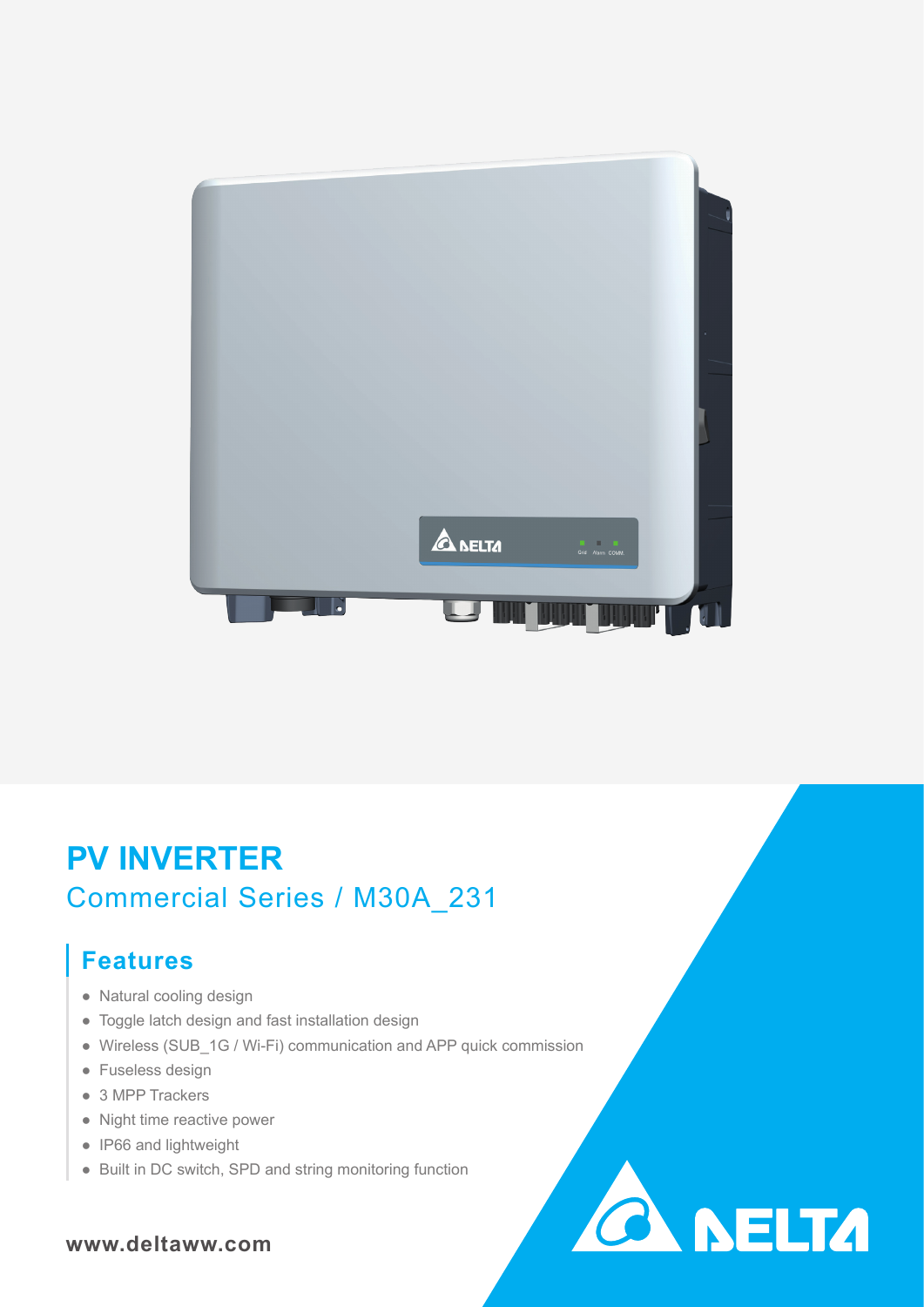# PV INVERTER

## Commercial Series / M30A_231

### Features

- Natural cooling design
- Toggle latch design and fast installation design
- Wireless (SUB_1G / Wi-Fi) communication and APP quick commission
- Fuseless design
- 3 MPP Trackers
- Night time reactive power
- IP66 and lightweight
- Built in DC switch, SPD and string monitoring function

**www.deltaww.com**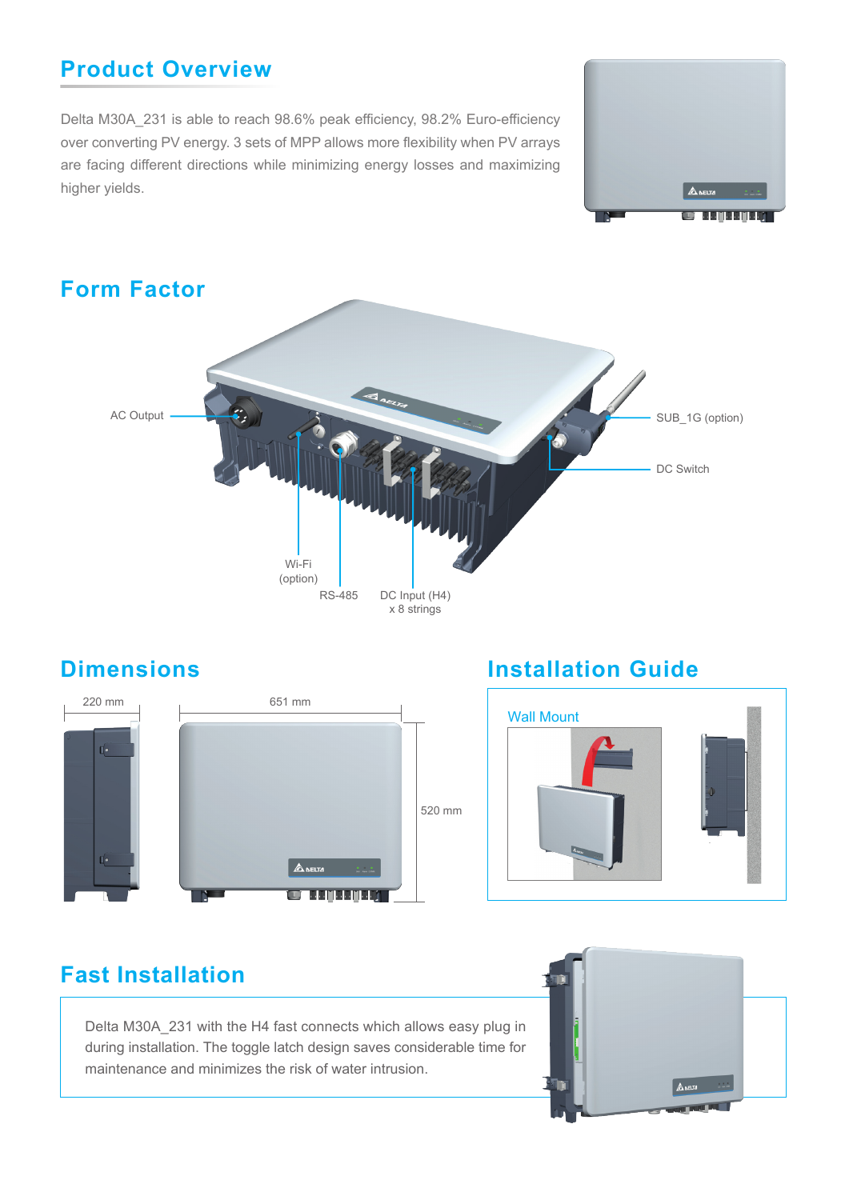## Product Overview

Delta M30A_231 is able to reach 98.6% peak efficiency, 98.2% Euro-efficiency over converting PV energy. 3 sets of MPP allows more flexibility when PV arrays are facing different directions while minimizing energy losses and maximizing higher yields.

## Form Factor

AC Output

SUB_1G (option)

DC Switch

Wi-Fi (option)

RS-485

DC Input (H4) x 8 strings

## Dimensions

220 mm

651 mm

520 mm

## Installation Guide

Wall Mount

## Fast Installation

Delta M30A_231 with the H4 fast connects which allows easy plug in during installation. The toggle latch design saves considerable time for maintenance and minimizes the risk of water intrusion.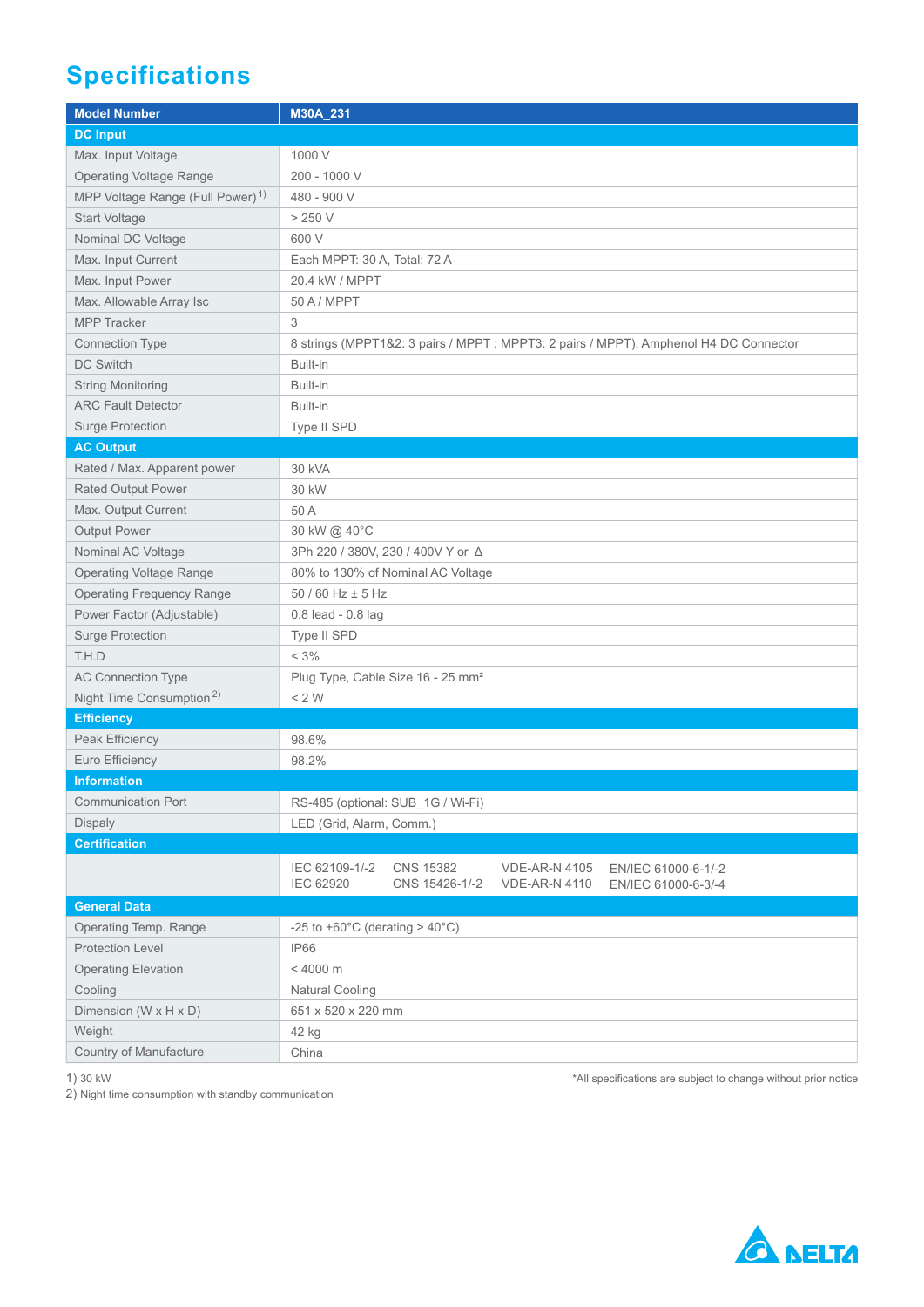# Specifications

| Model Number | M30A_231 |
| --- | --- |
| **DC Input** | |
| Max. Input Voltage | 1000 V |
| Operating Voltage Range | 200 - 1000 V |
| MPP Voltage Range (Full Power) [1] | 480 - 900 V |
| Start Voltage | > 250 V |
| Nominal DC Voltage | 600 V |
| Max. Input Current | Each MPPT: 30 A, Total: 72 A |
| Max. Input Power | 20.4 kW / MPPT |
| Max. Allowable Array Isc | 50 A / MPPT |
| MPP Tracker | 3 |
| Connection Type | 8 strings (MPPT1&2: 3 pairs / MPPT ; MPPT3: 2 pairs / MPPT), Amphenol H4 DC Connector |
| DC Switch | Built-in |
| String Monitoring | Built-in |
| ARC Fault Detector | Built-in |
| Surge Protection | Type II SPD |
| **AC Output** | |
| Rated / Max. Apparent power | 30 kVA |
| Rated Output Power | 30 kW |
| Max. Output Current | 50 A |
| Output Power | 30 kW @ 40°C |
| Nominal AC Voltage | 3Ph 220 / 380V, 230 / 400V Y or Δ |
| Operating Voltage Range | 80% to 130% of Nominal AC Voltage |
| Operating Frequency Range | 50 / 60 Hz ± 5 Hz |
| Power Factor (Adjustable) | 0.8 lead - 0.8 lag |
| Surge Protection | Type II SPD |
| T.H.D | < 3% |
| AC Connection Type | Plug Type, Cable Size 16 - 25 mm² |
| Night Time Consumption [2] | < 2 W |
| **Efficiency** | |
| Peak Efficiency | 98.6% |
| Euro Efficiency | 98.2% |
| **Information** | |
| Communication Port | RS-485 (optional: SUB_1G / Wi-Fi) |
| Dispaly | LED (Grid, Alarm, Comm.) |
| **Certification** | |
| | IEC 62109-1/-2, IEC 62920, CNS 15382, CNS 15426-1/-2, VDE-AR-N 4105, VDE-AR-N 4110, EN/IEC 61000-6-1/-2, EN/IEC 61000-6-3/-4 |
| **General Data** | |
| Operating Temp. Range | -25 to +60°C (derating > 40°C) |
| Protection Level | IP66 |
| Operating Elevation | < 4000 m |
| Cooling | Natural Cooling |
| Dimension (W x H x D) | 651 x 520 x 220 mm |
| Weight | 42 kg |
| Country of Manufacture | China |

1) 30 kW
2) Night time consumption with standby communication

*All specifications are subject to change without prior notice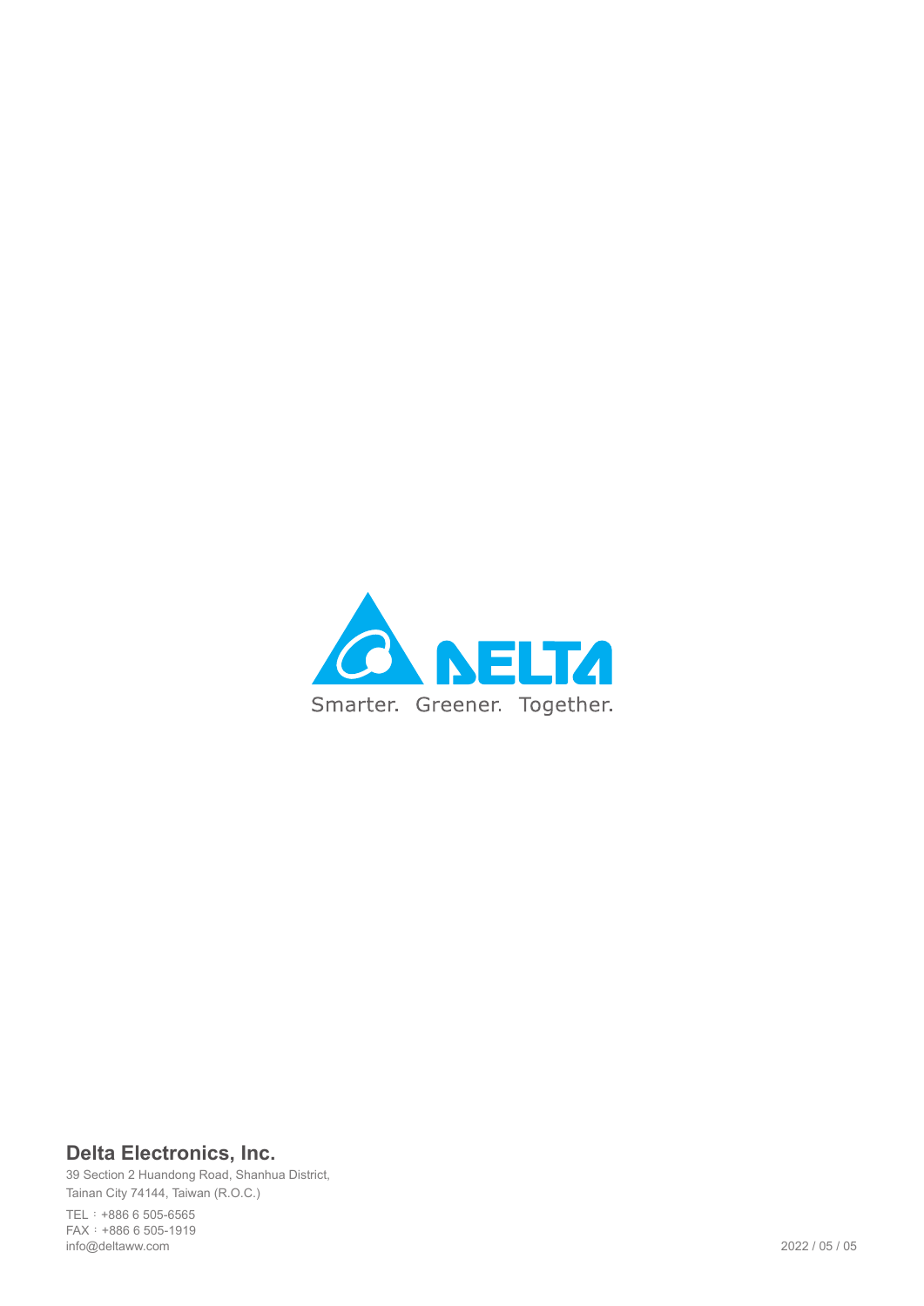Smarter. Greener. Together.

**Delta Electronics, Inc.**

39 Section 2 Huandong Road, Shanhua District,
Tainan City 74144, Taiwan (R.O.C.)

TEL：+886 6 505-6565
FAX：+886 6 505-1919
info@deltaww.com

2022 / 05 / 05